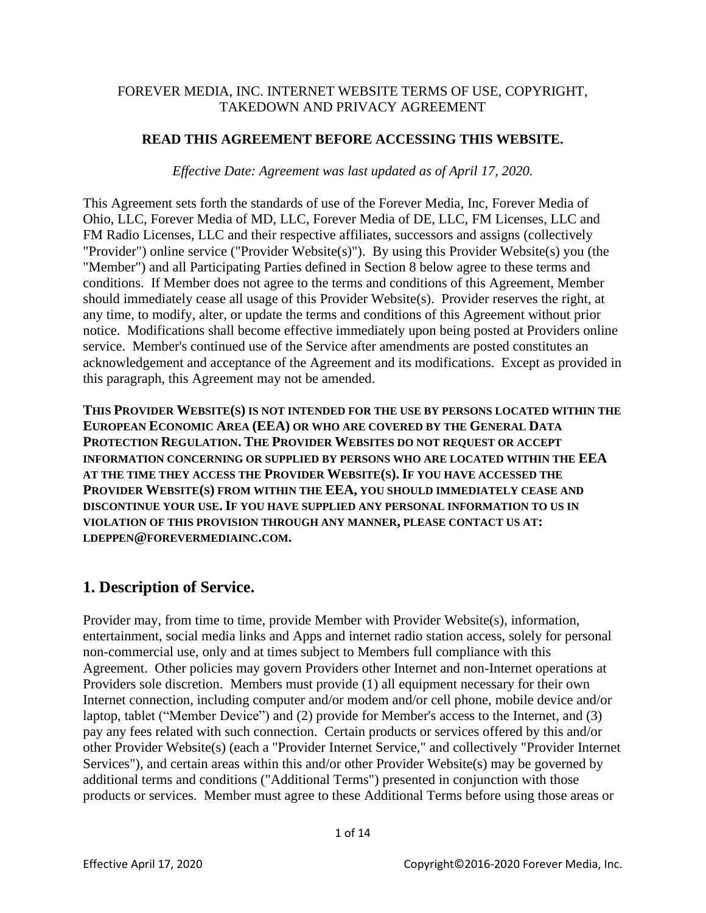FOREVER MEDIA, INC. INTERNET WEBSITE TERMS OF USE, COPYRIGHT, TAKEDOWN AND PRIVACY AGREEMENT

**READ THIS AGREEMENT BEFORE ACCESSING THIS WEBSITE.**

*Effective Date: Agreement was last updated as of April 17, 2020.*

This Agreement sets forth the standards of use of the Forever Media, Inc, Forever Media of Ohio, LLC, Forever Media of MD, LLC, Forever Media of DE, LLC, FM Licenses, LLC and FM Radio Licenses, LLC and their respective affiliates, successors and assigns (collectively "Provider") online service ("Provider Website(s)"). By using this Provider Website(s) you (the "Member") and all Participating Parties defined in Section 8 below agree to these terms and conditions. If Member does not agree to the terms and conditions of this Agreement, Member should immediately cease all usage of this Provider Website(s). Provider reserves the right, at any time, to modify, alter, or update the terms and conditions of this Agreement without prior notice. Modifications shall become effective immediately upon being posted at Providers online service. Member's continued use of the Service after amendments are posted constitutes an acknowledgement and acceptance of the Agreement and its modifications. Except as provided in this paragraph, this Agreement may not be amended.

**THIS PROVIDER WEBSITE(S) IS NOT INTENDED FOR THE USE BY PERSONS LOCATED WITHIN THE EUROPEAN ECONOMIC AREA (EEA) OR WHO ARE COVERED BY THE GENERAL DATA PROTECTION REGULATION. THE PROVIDER WEBSITES DO NOT REQUEST OR ACCEPT INFORMATION CONCERNING OR SUPPLIED BY PERSONS WHO ARE LOCATED WITHIN THE EEA AT THE TIME THEY ACCESS THE PROVIDER WEBSITE(S). IF YOU HAVE ACCESSED THE PROVIDER WEBSITE(S) FROM WITHIN THE EEA, YOU SHOULD IMMEDIATELY CEASE AND DISCONTINUE YOUR USE. IF YOU HAVE SUPPLIED ANY PERSONAL INFORMATION TO US IN VIOLATION OF THIS PROVISION THROUGH ANY MANNER, PLEASE CONTACT US AT: LDEPPEN@FOREVERMEDIAINC.COM.**

## 1. Description of Service.

Provider may, from time to time, provide Member with Provider Website(s), information, entertainment, social media links and Apps and internet radio station access, solely for personal non-commercial use, only and at times subject to Members full compliance with this Agreement. Other policies may govern Providers other Internet and non-Internet operations at Providers sole discretion. Members must provide (1) all equipment necessary for their own Internet connection, including computer and/or modem and/or cell phone, mobile device and/or laptop, tablet ("Member Device") and (2) provide for Member's access to the Internet, and (3) pay any fees related with such connection. Certain products or services offered by this and/or other Provider Website(s) (each a "Provider Internet Service," and collectively "Provider Internet Services"), and certain areas within this and/or other Provider Website(s) may be governed by additional terms and conditions ("Additional Terms") presented in conjunction with those products or services. Member must agree to these Additional Terms before using those areas or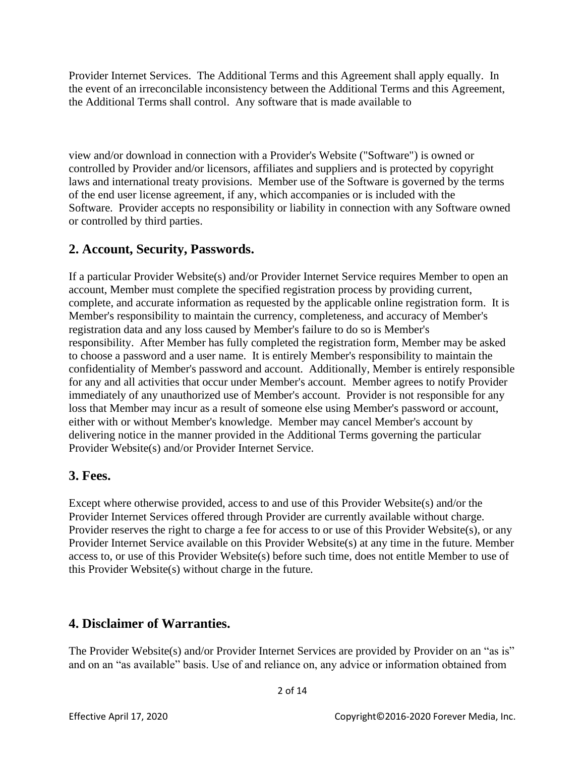Provider Internet Services. The Additional Terms and this Agreement shall apply equally. In the event of an irreconcilable inconsistency between the Additional Terms and this Agreement, the Additional Terms shall control. Any software that is made available to

view and/or download in connection with a Provider's Website ("Software") is owned or controlled by Provider and/or licensors, affiliates and suppliers and is protected by copyright laws and international treaty provisions. Member use of the Software is governed by the terms of the end user license agreement, if any, which accompanies or is included with the Software. Provider accepts no responsibility or liability in connection with any Software owned or controlled by third parties.

## 2. Account, Security, Passwords.

If a particular Provider Website(s) and/or Provider Internet Service requires Member to open an account, Member must complete the specified registration process by providing current, complete, and accurate information as requested by the applicable online registration form. It is Member's responsibility to maintain the currency, completeness, and accuracy of Member's registration data and any loss caused by Member's failure to do so is Member's responsibility. After Member has fully completed the registration form, Member may be asked to choose a password and a user name. It is entirely Member's responsibility to maintain the confidentiality of Member's password and account. Additionally, Member is entirely responsible for any and all activities that occur under Member's account. Member agrees to notify Provider immediately of any unauthorized use of Member's account. Provider is not responsible for any loss that Member may incur as a result of someone else using Member's password or account, either with or without Member's knowledge. Member may cancel Member's account by delivering notice in the manner provided in the Additional Terms governing the particular Provider Website(s) and/or Provider Internet Service.

## 3. Fees.

Except where otherwise provided, access to and use of this Provider Website(s) and/or the Provider Internet Services offered through Provider are currently available without charge. Provider reserves the right to charge a fee for access to or use of this Provider Website(s), or any Provider Internet Service available on this Provider Website(s) at any time in the future. Member access to, or use of this Provider Website(s) before such time, does not entitle Member to use of this Provider Website(s) without charge in the future.

## 4. Disclaimer of Warranties.

The Provider Website(s) and/or Provider Internet Services are provided by Provider on an "as is" and on an "as available" basis. Use of and reliance on, any advice or information obtained from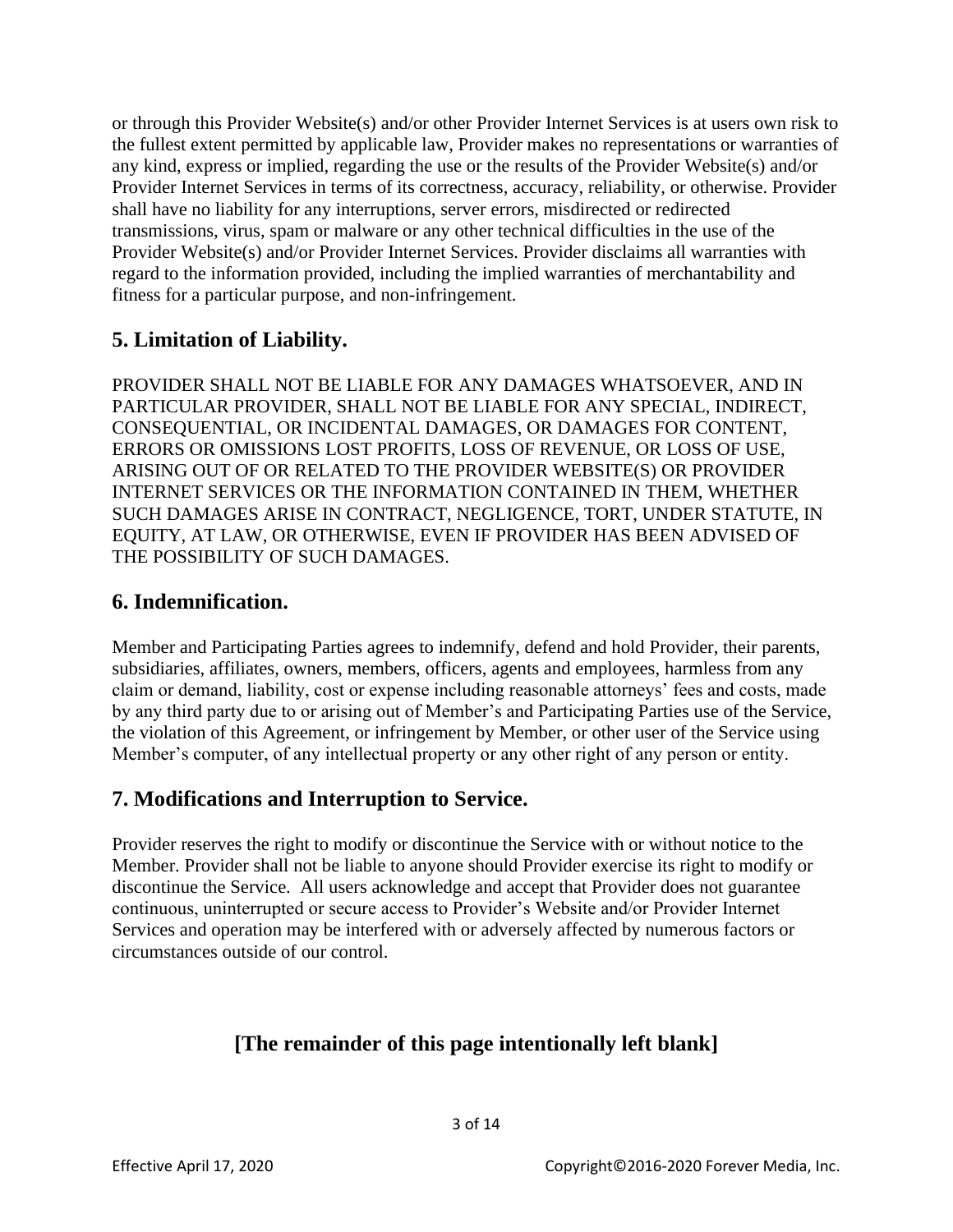or through this Provider Website(s) and/or other Provider Internet Services is at users own risk to the fullest extent permitted by applicable law, Provider makes no representations or warranties of any kind, express or implied, regarding the use or the results of the Provider Website(s) and/or Provider Internet Services in terms of its correctness, accuracy, reliability, or otherwise. Provider shall have no liability for any interruptions, server errors, misdirected or redirected transmissions, virus, spam or malware or any other technical difficulties in the use of the Provider Website(s) and/or Provider Internet Services. Provider disclaims all warranties with regard to the information provided, including the implied warranties of merchantability and fitness for a particular purpose, and non-infringement.

## 5. Limitation of Liability.

PROVIDER SHALL NOT BE LIABLE FOR ANY DAMAGES WHATSOEVER, AND IN PARTICULAR PROVIDER, SHALL NOT BE LIABLE FOR ANY SPECIAL, INDIRECT, CONSEQUENTIAL, OR INCIDENTAL DAMAGES, OR DAMAGES FOR CONTENT, ERRORS OR OMISSIONS LOST PROFITS, LOSS OF REVENUE, OR LOSS OF USE, ARISING OUT OF OR RELATED TO THE PROVIDER WEBSITE(S) OR PROVIDER INTERNET SERVICES OR THE INFORMATION CONTAINED IN THEM, WHETHER SUCH DAMAGES ARISE IN CONTRACT, NEGLIGENCE, TORT, UNDER STATUTE, IN EQUITY, AT LAW, OR OTHERWISE, EVEN IF PROVIDER HAS BEEN ADVISED OF THE POSSIBILITY OF SUCH DAMAGES.

## 6. Indemnification.

Member and Participating Parties agrees to indemnify, defend and hold Provider, their parents, subsidiaries, affiliates, owners, members, officers, agents and employees, harmless from any claim or demand, liability, cost or expense including reasonable attorneys' fees and costs, made by any third party due to or arising out of Member's and Participating Parties use of the Service, the violation of this Agreement, or infringement by Member, or other user of the Service using Member's computer, of any intellectual property or any other right of any person or entity.

## 7. Modifications and Interruption to Service.

Provider reserves the right to modify or discontinue the Service with or without notice to the Member. Provider shall not be liable to anyone should Provider exercise its right to modify or discontinue the Service. All users acknowledge and accept that Provider does not guarantee continuous, uninterrupted or secure access to Provider's Website and/or Provider Internet Services and operation may be interfered with or adversely affected by numerous factors or circumstances outside of our control.

**[The remainder of this page intentionally left blank]**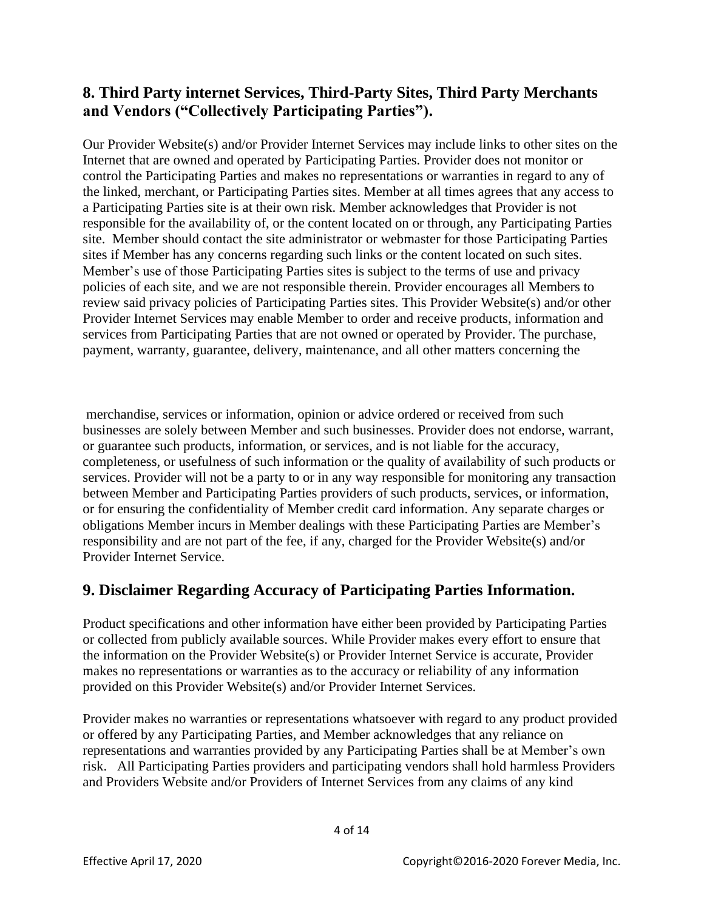## 8. Third Party internet Services, Third-Party Sites, Third Party Merchants and Vendors ("Collectively Participating Parties").

Our Provider Website(s) and/or Provider Internet Services may include links to other sites on the Internet that are owned and operated by Participating Parties. Provider does not monitor or control the Participating Parties and makes no representations or warranties in regard to any of the linked, merchant, or Participating Parties sites. Member at all times agrees that any access to a Participating Parties site is at their own risk. Member acknowledges that Provider is not responsible for the availability of, or the content located on or through, any Participating Parties site. Member should contact the site administrator or webmaster for those Participating Parties sites if Member has any concerns regarding such links or the content located on such sites. Member's use of those Participating Parties sites is subject to the terms of use and privacy policies of each site, and we are not responsible therein. Provider encourages all Members to review said privacy policies of Participating Parties sites. This Provider Website(s) and/or other Provider Internet Services may enable Member to order and receive products, information and services from Participating Parties that are not owned or operated by Provider. The purchase, payment, warranty, guarantee, delivery, maintenance, and all other matters concerning the merchandise, services or information, opinion or advice ordered or received from such businesses are solely between Member and such businesses. Provider does not endorse, warrant, or guarantee such products, information, or services, and is not liable for the accuracy, completeness, or usefulness of such information or the quality of availability of such products or services. Provider will not be a party to or in any way responsible for monitoring any transaction between Member and Participating Parties providers of such products, services, or information, or for ensuring the confidentiality of Member credit card information. Any separate charges or obligations Member incurs in Member dealings with these Participating Parties are Member's responsibility and are not part of the fee, if any, charged for the Provider Website(s) and/or Provider Internet Service.

## 9. Disclaimer Regarding Accuracy of Participating Parties Information.

Product specifications and other information have either been provided by Participating Parties or collected from publicly available sources. While Provider makes every effort to ensure that the information on the Provider Website(s) or Provider Internet Service is accurate, Provider makes no representations or warranties as to the accuracy or reliability of any information provided on this Provider Website(s) and/or Provider Internet Services.

Provider makes no warranties or representations whatsoever with regard to any product provided or offered by any Participating Parties, and Member acknowledges that any reliance on representations and warranties provided by any Participating Parties shall be at Member's own risk. All Participating Parties providers and participating vendors shall hold harmless Providers and Providers Website and/or Providers of Internet Services from any claims of any kind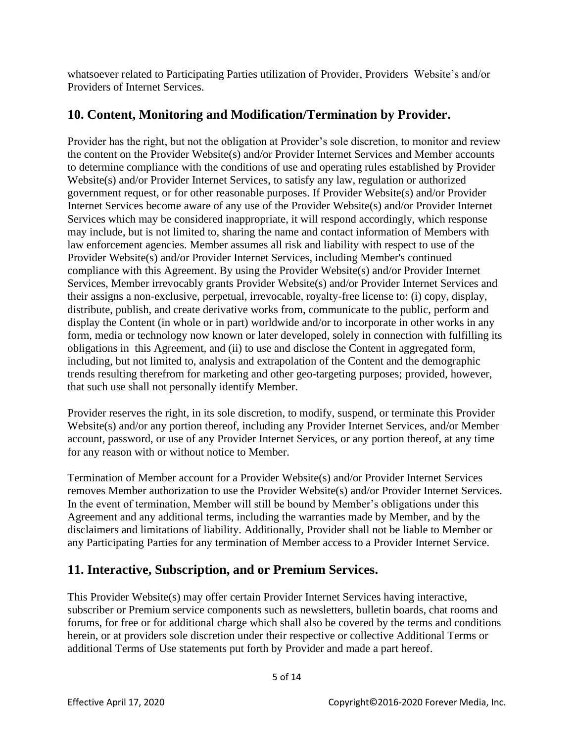whatsoever related to Participating Parties utilization of Provider, Providers Website's and/or Providers of Internet Services.

## 10. Content, Monitoring and Modification/Termination by Provider.

Provider has the right, but not the obligation at Provider's sole discretion, to monitor and review the content on the Provider Website(s) and/or Provider Internet Services and Member accounts to determine compliance with the conditions of use and operating rules established by Provider Website(s) and/or Provider Internet Services, to satisfy any law, regulation or authorized government request, or for other reasonable purposes. If Provider Website(s) and/or Provider Internet Services become aware of any use of the Provider Website(s) and/or Provider Internet Services which may be considered inappropriate, it will respond accordingly, which response may include, but is not limited to, sharing the name and contact information of Members with law enforcement agencies. Member assumes all risk and liability with respect to use of the Provider Website(s) and/or Provider Internet Services, including Member's continued compliance with this Agreement. By using the Provider Website(s) and/or Provider Internet Services, Member irrevocably grants Provider Website(s) and/or Provider Internet Services and their assigns a non-exclusive, perpetual, irrevocable, royalty-free license to: (i) copy, display, distribute, publish, and create derivative works from, communicate to the public, perform and display the Content (in whole or in part) worldwide and/or to incorporate in other works in any form, media or technology now known or later developed, solely in connection with fulfilling its obligations in this Agreement, and (ii) to use and disclose the Content in aggregated form, including, but not limited to, analysis and extrapolation of the Content and the demographic trends resulting therefrom for marketing and other geo-targeting purposes; provided, however, that such use shall not personally identify Member.

Provider reserves the right, in its sole discretion, to modify, suspend, or terminate this Provider Website(s) and/or any portion thereof, including any Provider Internet Services, and/or Member account, password, or use of any Provider Internet Services, or any portion thereof, at any time for any reason with or without notice to Member.

Termination of Member account for a Provider Website(s) and/or Provider Internet Services removes Member authorization to use the Provider Website(s) and/or Provider Internet Services. In the event of termination, Member will still be bound by Member's obligations under this Agreement and any additional terms, including the warranties made by Member, and by the disclaimers and limitations of liability. Additionally, Provider shall not be liable to Member or any Participating Parties for any termination of Member access to a Provider Internet Service.

## 11. Interactive, Subscription, and or Premium Services.

This Provider Website(s) may offer certain Provider Internet Services having interactive, subscriber or Premium service components such as newsletters, bulletin boards, chat rooms and forums, for free or for additional charge which shall also be covered by the terms and conditions herein, or at providers sole discretion under their respective or collective Additional Terms or additional Terms of Use statements put forth by Provider and made a part hereof.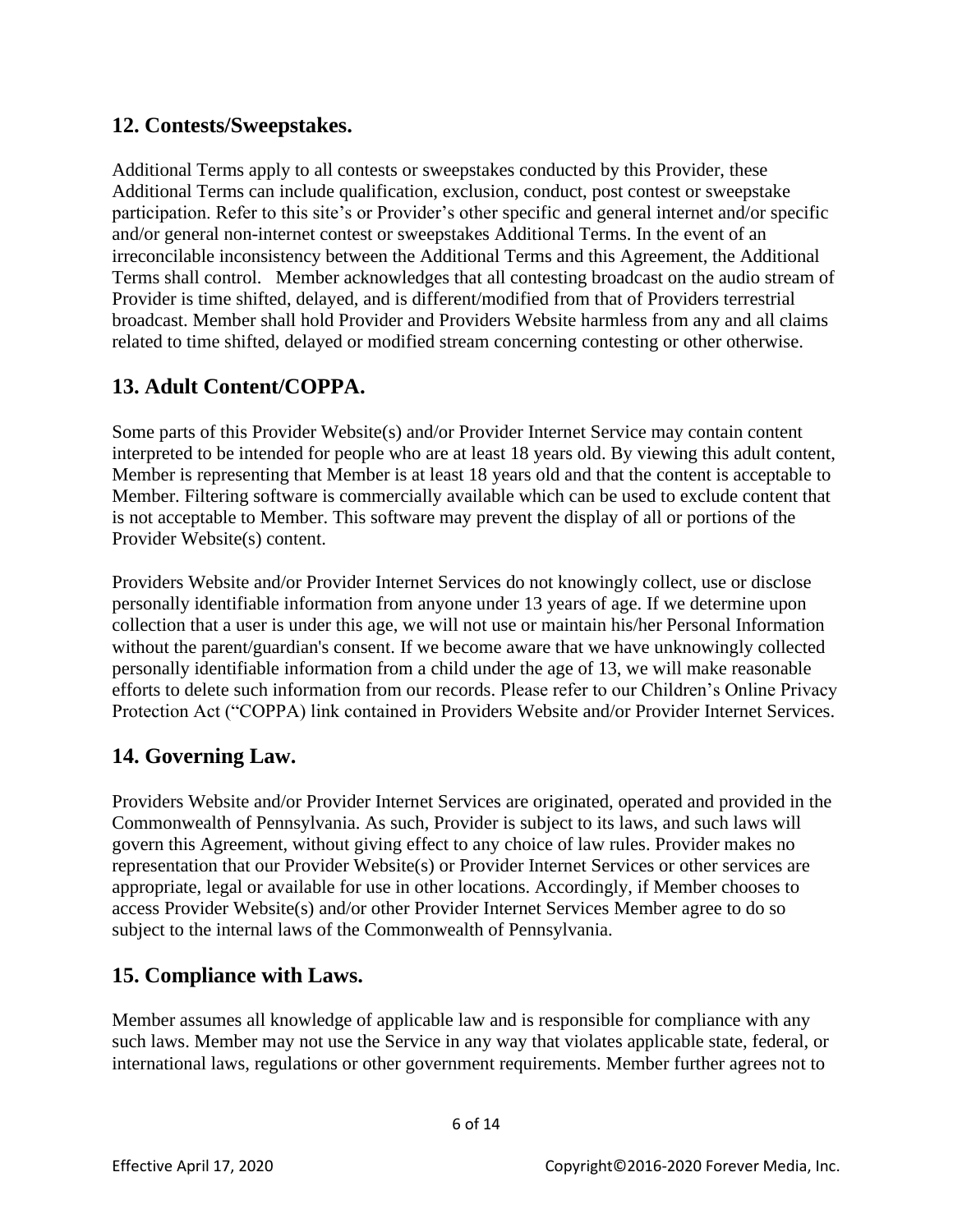## 12. Contests/Sweepstakes.

Additional Terms apply to all contests or sweepstakes conducted by this Provider, these Additional Terms can include qualification, exclusion, conduct, post contest or sweepstake participation. Refer to this site's or Provider's other specific and general internet and/or specific and/or general non-internet contest or sweepstakes Additional Terms. In the event of an irreconcilable inconsistency between the Additional Terms and this Agreement, the Additional Terms shall control. Member acknowledges that all contesting broadcast on the audio stream of Provider is time shifted, delayed, and is different/modified from that of Providers terrestrial broadcast. Member shall hold Provider and Providers Website harmless from any and all claims related to time shifted, delayed or modified stream concerning contesting or other otherwise.

## 13. Adult Content/COPPA.

Some parts of this Provider Website(s) and/or Provider Internet Service may contain content interpreted to be intended for people who are at least 18 years old. By viewing this adult content, Member is representing that Member is at least 18 years old and that the content is acceptable to Member. Filtering software is commercially available which can be used to exclude content that is not acceptable to Member. This software may prevent the display of all or portions of the Provider Website(s) content.

Providers Website and/or Provider Internet Services do not knowingly collect, use or disclose personally identifiable information from anyone under 13 years of age. If we determine upon collection that a user is under this age, we will not use or maintain his/her Personal Information without the parent/guardian's consent. If we become aware that we have unknowingly collected personally identifiable information from a child under the age of 13, we will make reasonable efforts to delete such information from our records. Please refer to our Children's Online Privacy Protection Act ("COPPA) link contained in Providers Website and/or Provider Internet Services.

## 14. Governing Law.

Providers Website and/or Provider Internet Services are originated, operated and provided in the Commonwealth of Pennsylvania. As such, Provider is subject to its laws, and such laws will govern this Agreement, without giving effect to any choice of law rules. Provider makes no representation that our Provider Website(s) or Provider Internet Services or other services are appropriate, legal or available for use in other locations. Accordingly, if Member chooses to access Provider Website(s) and/or other Provider Internet Services Member agree to do so subject to the internal laws of the Commonwealth of Pennsylvania.

## 15. Compliance with Laws.

Member assumes all knowledge of applicable law and is responsible for compliance with any such laws. Member may not use the Service in any way that violates applicable state, federal, or international laws, regulations or other government requirements. Member further agrees not to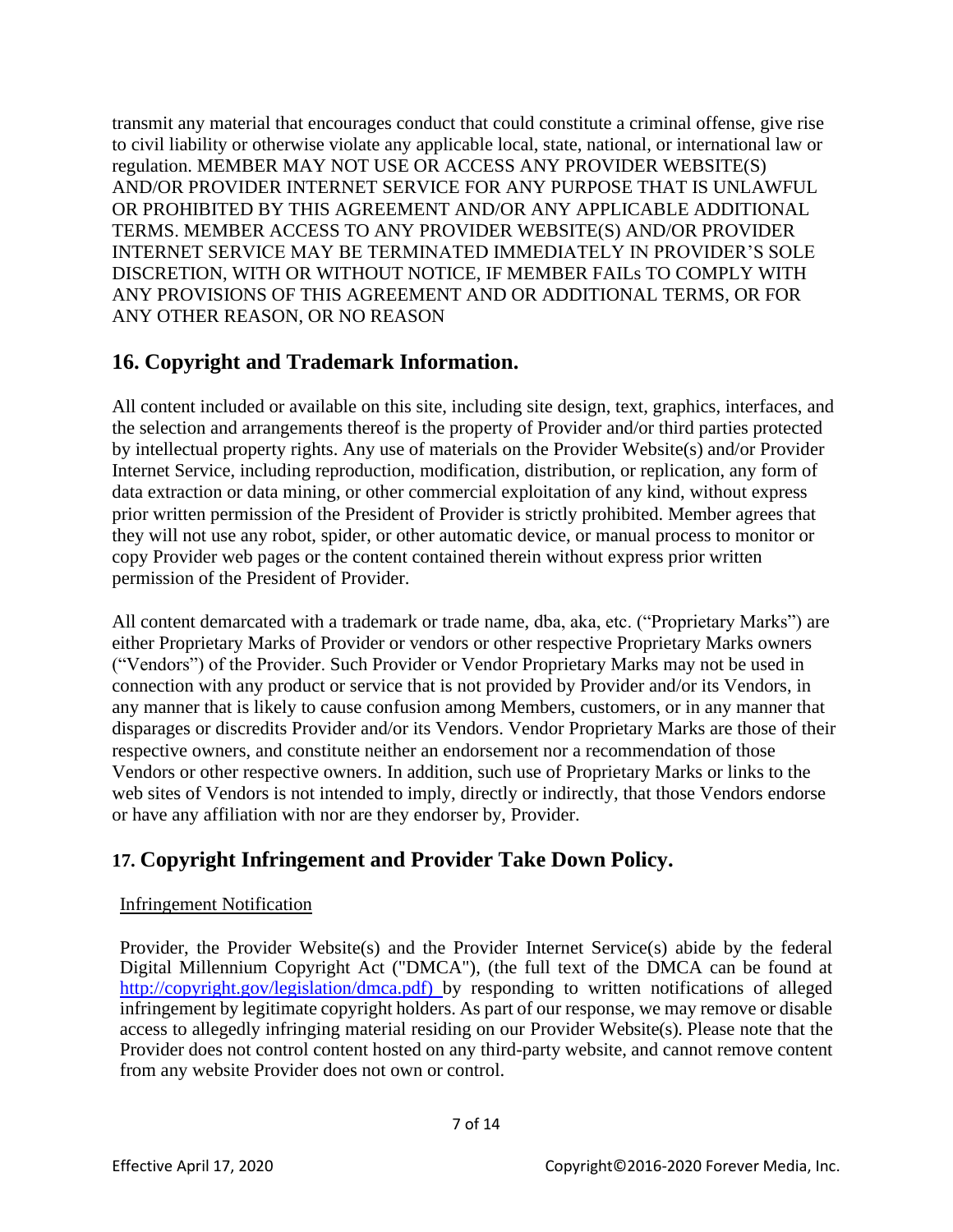transmit any material that encourages conduct that could constitute a criminal offense, give rise to civil liability or otherwise violate any applicable local, state, national, or international law or regulation. MEMBER MAY NOT USE OR ACCESS ANY PROVIDER WEBSITE(S) AND/OR PROVIDER INTERNET SERVICE FOR ANY PURPOSE THAT IS UNLAWFUL OR PROHIBITED BY THIS AGREEMENT AND/OR ANY APPLICABLE ADDITIONAL TERMS. MEMBER ACCESS TO ANY PROVIDER WEBSITE(S) AND/OR PROVIDER INTERNET SERVICE MAY BE TERMINATED IMMEDIATELY IN PROVIDER'S SOLE DISCRETION, WITH OR WITHOUT NOTICE, IF MEMBER FAILs TO COMPLY WITH ANY PROVISIONS OF THIS AGREEMENT AND OR ADDITIONAL TERMS, OR FOR ANY OTHER REASON, OR NO REASON

## 16. Copyright and Trademark Information.

All content included or available on this site, including site design, text, graphics, interfaces, and the selection and arrangements thereof is the property of Provider and/or third parties protected by intellectual property rights. Any use of materials on the Provider Website(s) and/or Provider Internet Service, including reproduction, modification, distribution, or replication, any form of data extraction or data mining, or other commercial exploitation of any kind, without express prior written permission of the President of Provider is strictly prohibited. Member agrees that they will not use any robot, spider, or other automatic device, or manual process to monitor or copy Provider web pages or the content contained therein without express prior written permission of the President of Provider.

All content demarcated with a trademark or trade name, dba, aka, etc. ("Proprietary Marks") are either Proprietary Marks of Provider or vendors or other respective Proprietary Marks owners ("Vendors") of the Provider. Such Provider or Vendor Proprietary Marks may not be used in connection with any product or service that is not provided by Provider and/or its Vendors, in any manner that is likely to cause confusion among Members, customers, or in any manner that disparages or discredits Provider and/or its Vendors. Vendor Proprietary Marks are those of their respective owners, and constitute neither an endorsement nor a recommendation of those Vendors or other respective owners. In addition, such use of Proprietary Marks or links to the web sites of Vendors is not intended to imply, directly or indirectly, that those Vendors endorse or have any affiliation with nor are they endorser by, Provider.

## 17. Copyright Infringement and Provider Take Down Policy.

Infringement Notification

Provider, the Provider Website(s) and the Provider Internet Service(s) abide by the federal Digital Millennium Copyright Act ("DMCA"), (the full text of the DMCA can be found at http://copyright.gov/legislation/dmca.pdf) by responding to written notifications of alleged infringement by legitimate copyright holders. As part of our response, we may remove or disable access to allegedly infringing material residing on our Provider Website(s). Please note that the Provider does not control content hosted on any third-party website, and cannot remove content from any website Provider does not own or control.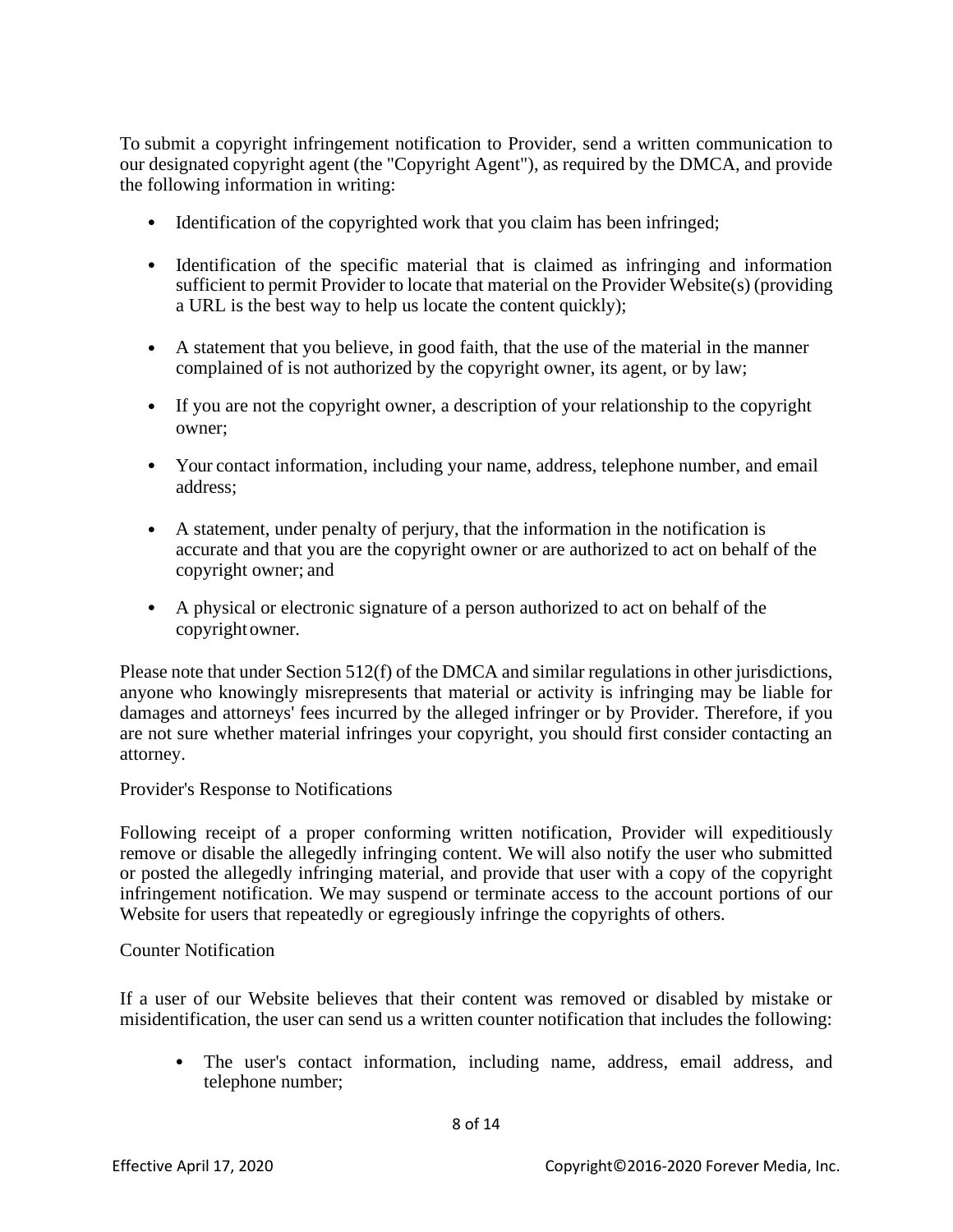To submit a copyright infringement notification to Provider, send a written communication to our designated copyright agent (the "Copyright Agent"), as required by the DMCA, and provide the following information in writing:

- Identification of the copyrighted work that you claim has been infringed;
- Identification of the specific material that is claimed as infringing and information sufficient to permit Provider to locate that material on the Provider Website(s) (providing a URL is the best way to help us locate the content quickly);
- A statement that you believe, in good faith, that the use of the material in the manner complained of is not authorized by the copyright owner, its agent, or by law;
- If you are not the copyright owner, a description of your relationship to the copyright owner;
- Your contact information, including your name, address, telephone number, and email address;
- A statement, under penalty of perjury, that the information in the notification is accurate and that you are the copyright owner or are authorized to act on behalf of the copyright owner; and
- A physical or electronic signature of a person authorized to act on behalf of the copyright owner.

Please note that under Section 512(f) of the DMCA and similar regulations in other jurisdictions, anyone who knowingly misrepresents that material or activity is infringing may be liable for damages and attorneys' fees incurred by the alleged infringer or by Provider. Therefore, if you are not sure whether material infringes your copyright, you should first consider contacting an attorney.

Provider's Response to Notifications

Following receipt of a proper conforming written notification, Provider will expeditiously remove or disable the allegedly infringing content. We will also notify the user who submitted or posted the allegedly infringing material, and provide that user with a copy of the copyright infringement notification. We may suspend or terminate access to the account portions of our Website for users that repeatedly or egregiously infringe the copyrights of others.

Counter Notification

If a user of our Website believes that their content was removed or disabled by mistake or misidentification, the user can send us a written counter notification that includes the following:

- The user's contact information, including name, address, email address, and telephone number;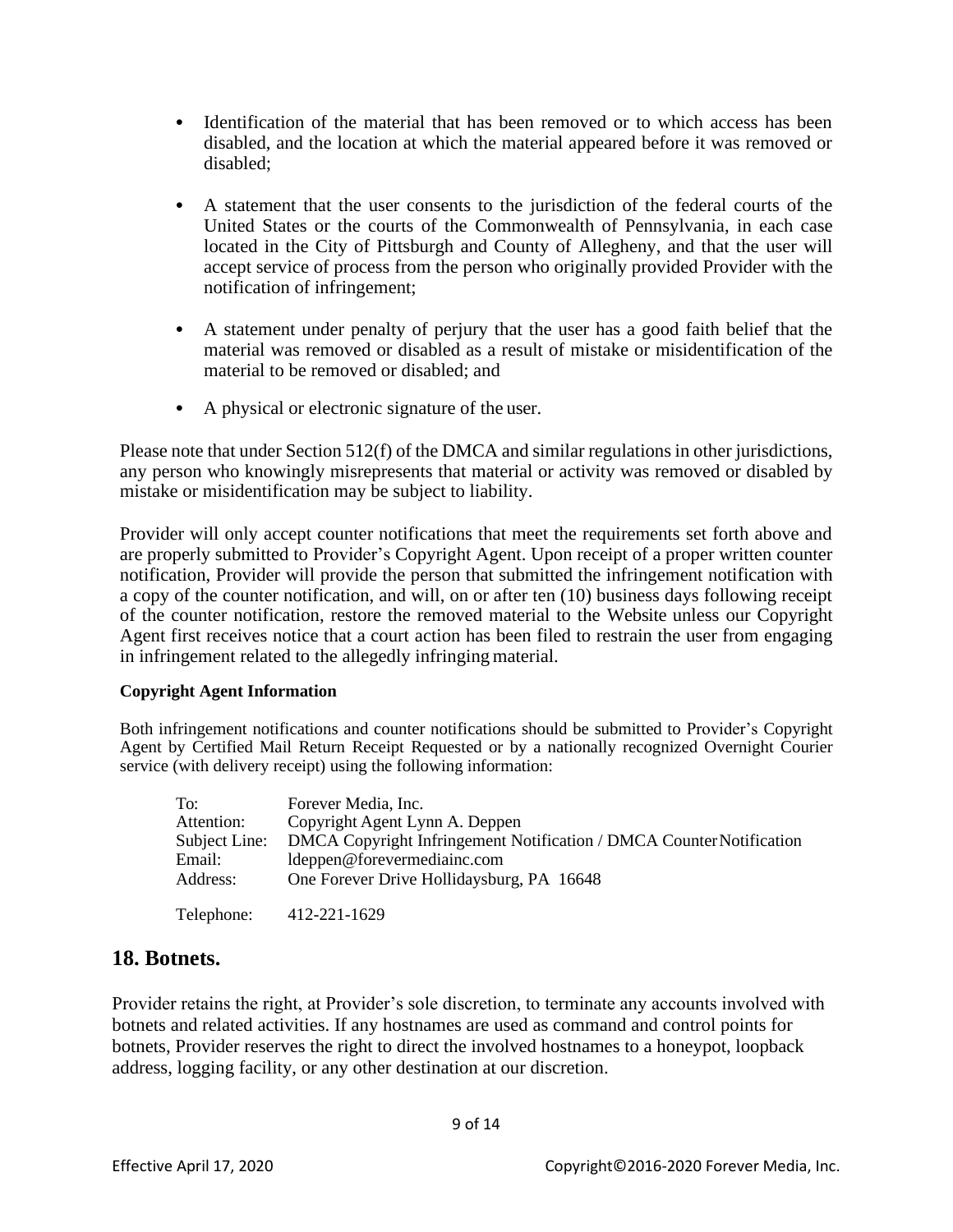- Identification of the material that has been removed or to which access has been disabled, and the location at which the material appeared before it was removed or disabled;
- A statement that the user consents to the jurisdiction of the federal courts of the United States or the courts of the Commonwealth of Pennsylvania, in each case located in the City of Pittsburgh and County of Allegheny, and that the user will accept service of process from the person who originally provided Provider with the notification of infringement;
- A statement under penalty of perjury that the user has a good faith belief that the material was removed or disabled as a result of mistake or misidentification of the material to be removed or disabled; and
- A physical or electronic signature of the user.

Please note that under Section 512(f) of the DMCA and similar regulations in other jurisdictions, any person who knowingly misrepresents that material or activity was removed or disabled by mistake or misidentification may be subject to liability.

Provider will only accept counter notifications that meet the requirements set forth above and are properly submitted to Provider's Copyright Agent. Upon receipt of a proper written counter notification, Provider will provide the person that submitted the infringement notification with a copy of the counter notification, and will, on or after ten (10) business days following receipt of the counter notification, restore the removed material to the Website unless our Copyright Agent first receives notice that a court action has been filed to restrain the user from engaging in infringement related to the allegedly infringing material.

**Copyright Agent Information**

Both infringement notifications and counter notifications should be submitted to Provider's Copyright Agent by Certified Mail Return Receipt Requested or by a nationally recognized Overnight Courier service (with delivery receipt) using the following information:

| | |
|---|---|
| To: | Forever Media, Inc. |
| Attention: | Copyright Agent Lynn A. Deppen |
| Subject Line: | DMCA Copyright Infringement Notification / DMCA Counter Notification |
| Email: | ldeppen@forevermediainc.com |
| Address: | One Forever Drive Hollidaysburg, PA 16648 |
| Telephone: | 412-221-1629 |

## 18. Botnets.

Provider retains the right, at Provider's sole discretion, to terminate any accounts involved with botnets and related activities. If any hostnames are used as command and control points for botnets, Provider reserves the right to direct the involved hostnames to a honeypot, loopback address, logging facility, or any other destination at our discretion.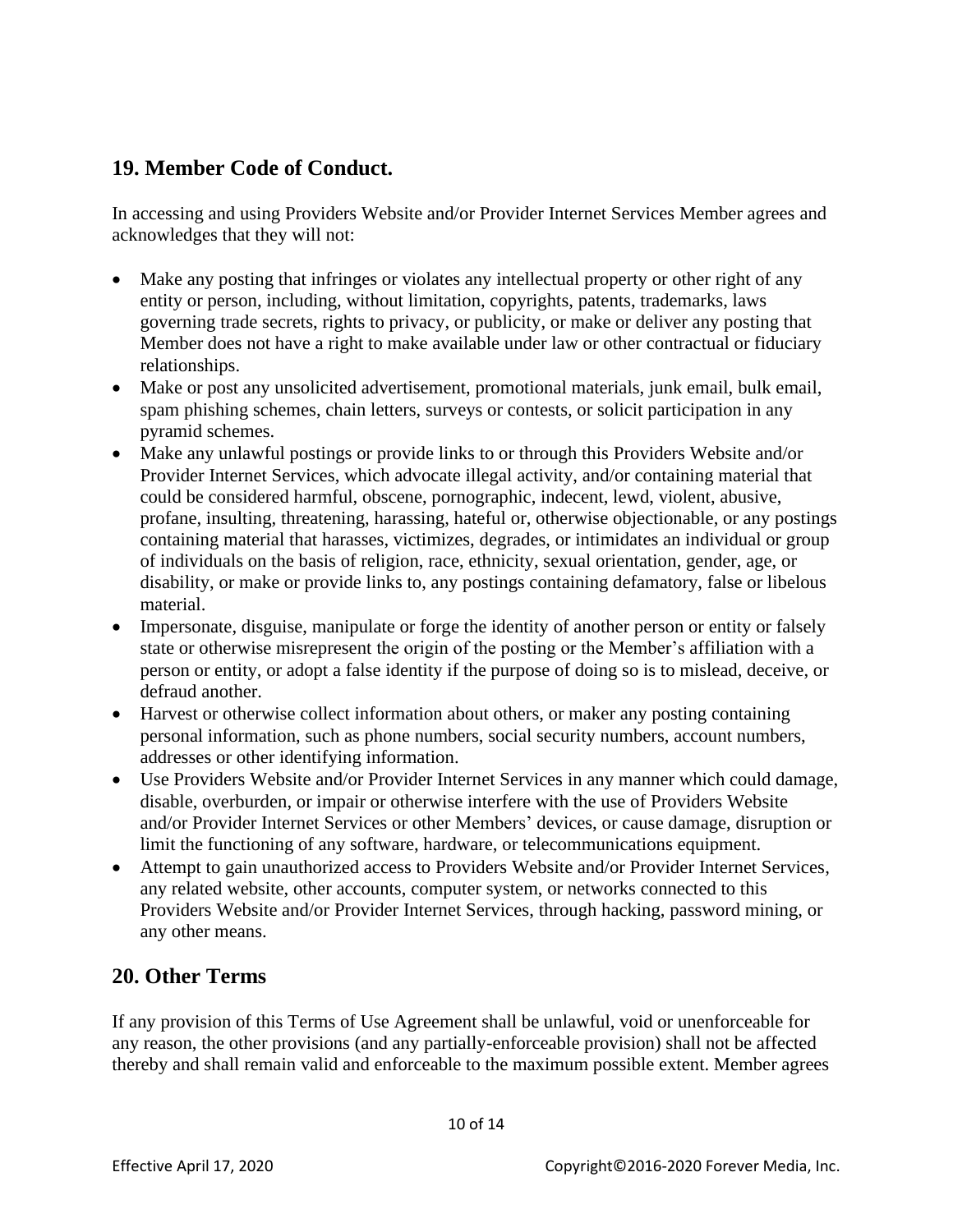## 19. Member Code of Conduct.

In accessing and using Providers Website and/or Provider Internet Services Member agrees and acknowledges that they will not:

- Make any posting that infringes or violates any intellectual property or other right of any entity or person, including, without limitation, copyrights, patents, trademarks, laws governing trade secrets, rights to privacy, or publicity, or make or deliver any posting that Member does not have a right to make available under law or other contractual or fiduciary relationships.
- Make or post any unsolicited advertisement, promotional materials, junk email, bulk email, spam phishing schemes, chain letters, surveys or contests, or solicit participation in any pyramid schemes.
- Make any unlawful postings or provide links to or through this Providers Website and/or Provider Internet Services, which advocate illegal activity, and/or containing material that could be considered harmful, obscene, pornographic, indecent, lewd, violent, abusive, profane, insulting, threatening, harassing, hateful or, otherwise objectionable, or any postings containing material that harasses, victimizes, degrades, or intimidates an individual or group of individuals on the basis of religion, race, ethnicity, sexual orientation, gender, age, or disability, or make or provide links to, any postings containing defamatory, false or libelous material.
- Impersonate, disguise, manipulate or forge the identity of another person or entity or falsely state or otherwise misrepresent the origin of the posting or the Member's affiliation with a person or entity, or adopt a false identity if the purpose of doing so is to mislead, deceive, or defraud another.
- Harvest or otherwise collect information about others, or maker any posting containing personal information, such as phone numbers, social security numbers, account numbers, addresses or other identifying information.
- Use Providers Website and/or Provider Internet Services in any manner which could damage, disable, overburden, or impair or otherwise interfere with the use of Providers Website and/or Provider Internet Services or other Members' devices, or cause damage, disruption or limit the functioning of any software, hardware, or telecommunications equipment.
- Attempt to gain unauthorized access to Providers Website and/or Provider Internet Services, any related website, other accounts, computer system, or networks connected to this Providers Website and/or Provider Internet Services, through hacking, password mining, or any other means.

## 20. Other Terms

If any provision of this Terms of Use Agreement shall be unlawful, void or unenforceable for any reason, the other provisions (and any partially-enforceable provision) shall not be affected thereby and shall remain valid and enforceable to the maximum possible extent. Member agrees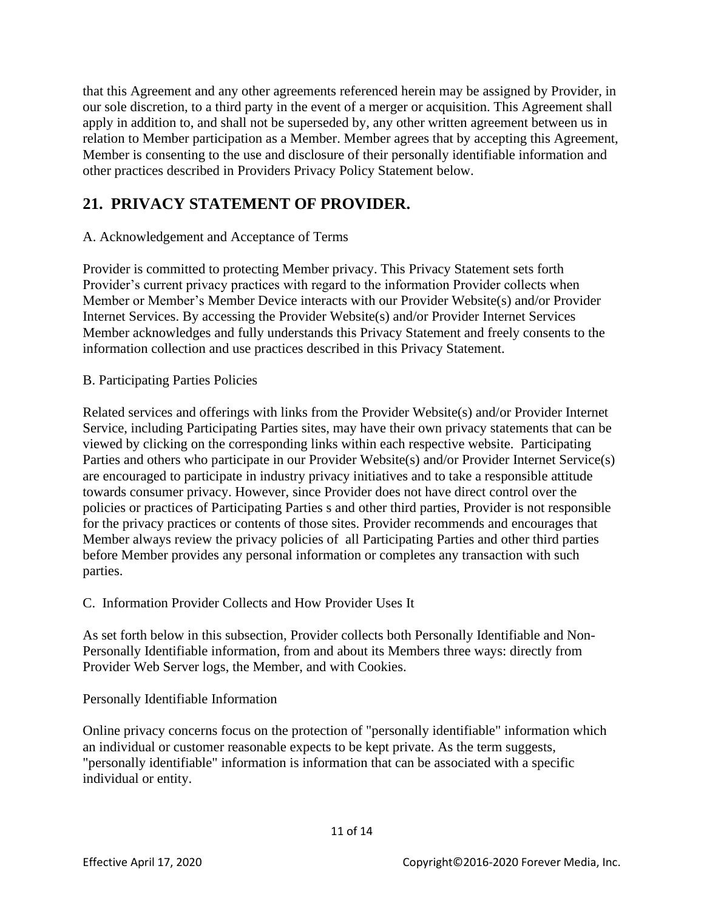that this Agreement and any other agreements referenced herein may be assigned by Provider, in our sole discretion, to a third party in the event of a merger or acquisition. This Agreement shall apply in addition to, and shall not be superseded by, any other written agreement between us in relation to Member participation as a Member. Member agrees that by accepting this Agreement, Member is consenting to the use and disclosure of their personally identifiable information and other practices described in Providers Privacy Policy Statement below.

## 21. PRIVACY STATEMENT OF PROVIDER.

A. Acknowledgement and Acceptance of Terms

Provider is committed to protecting Member privacy. This Privacy Statement sets forth Provider's current privacy practices with regard to the information Provider collects when Member or Member's Member Device interacts with our Provider Website(s) and/or Provider Internet Services. By accessing the Provider Website(s) and/or Provider Internet Services Member acknowledges and fully understands this Privacy Statement and freely consents to the information collection and use practices described in this Privacy Statement.

B. Participating Parties Policies

Related services and offerings with links from the Provider Website(s) and/or Provider Internet Service, including Participating Parties sites, may have their own privacy statements that can be viewed by clicking on the corresponding links within each respective website. Participating Parties and others who participate in our Provider Website(s) and/or Provider Internet Service(s) are encouraged to participate in industry privacy initiatives and to take a responsible attitude towards consumer privacy. However, since Provider does not have direct control over the policies or practices of Participating Parties s and other third parties, Provider is not responsible for the privacy practices or contents of those sites. Provider recommends and encourages that Member always review the privacy policies of all Participating Parties and other third parties before Member provides any personal information or completes any transaction with such parties.

C. Information Provider Collects and How Provider Uses It

As set forth below in this subsection, Provider collects both Personally Identifiable and Non-Personally Identifiable information, from and about its Members three ways: directly from Provider Web Server logs, the Member, and with Cookies.

Personally Identifiable Information

Online privacy concerns focus on the protection of "personally identifiable" information which an individual or customer reasonable expects to be kept private. As the term suggests, "personally identifiable" information is information that can be associated with a specific individual or entity.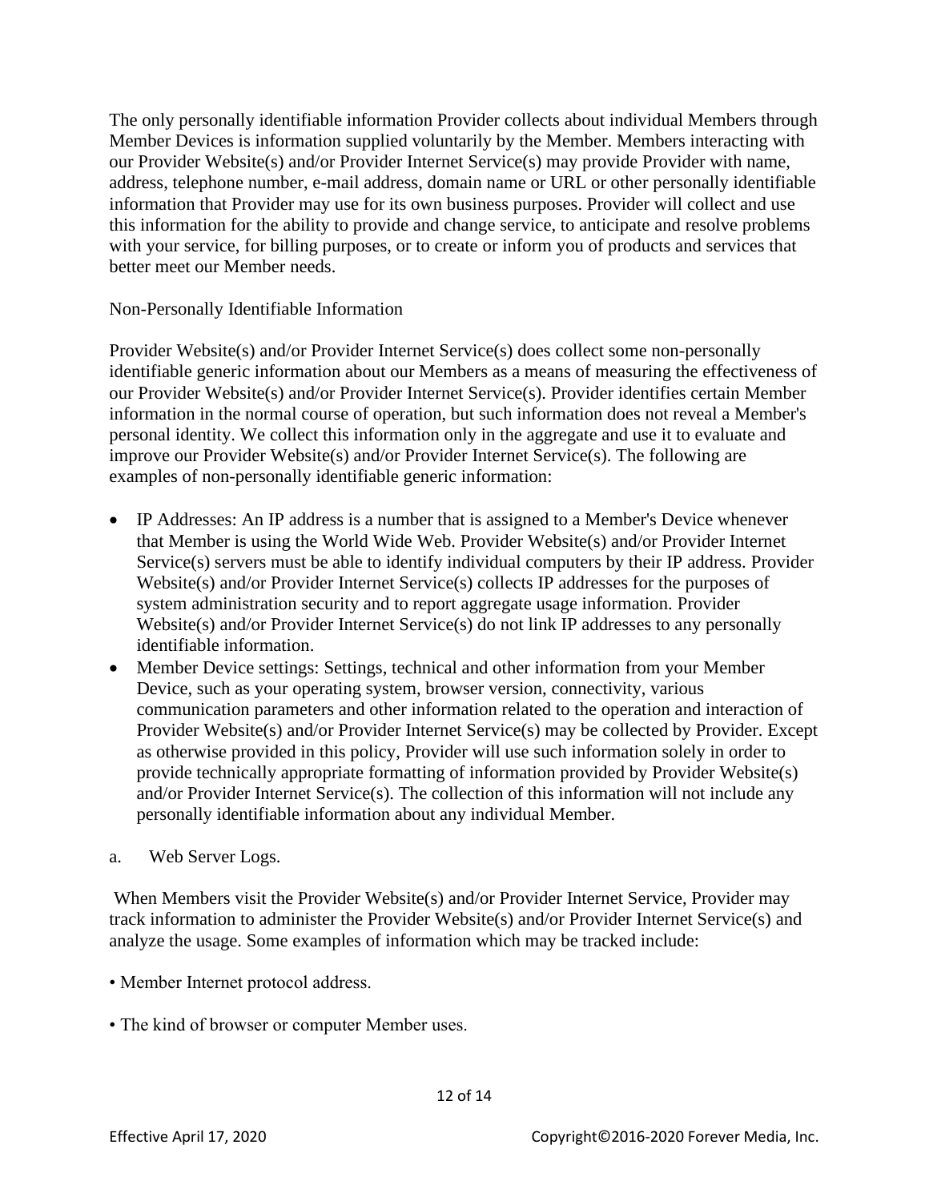The only personally identifiable information Provider collects about individual Members through Member Devices is information supplied voluntarily by the Member. Members interacting with our Provider Website(s) and/or Provider Internet Service(s) may provide Provider with name, address, telephone number, e-mail address, domain name or URL or other personally identifiable information that Provider may use for its own business purposes. Provider will collect and use this information for the ability to provide and change service, to anticipate and resolve problems with your service, for billing purposes, or to create or inform you of products and services that better meet our Member needs.

Non-Personally Identifiable Information

Provider Website(s) and/or Provider Internet Service(s) does collect some non-personally identifiable generic information about our Members as a means of measuring the effectiveness of our Provider Website(s) and/or Provider Internet Service(s). Provider identifies certain Member information in the normal course of operation, but such information does not reveal a Member's personal identity. We collect this information only in the aggregate and use it to evaluate and improve our Provider Website(s) and/or Provider Internet Service(s). The following are examples of non-personally identifiable generic information:

- IP Addresses: An IP address is a number that is assigned to a Member's Device whenever that Member is using the World Wide Web. Provider Website(s) and/or Provider Internet Service(s) servers must be able to identify individual computers by their IP address. Provider Website(s) and/or Provider Internet Service(s) collects IP addresses for the purposes of system administration security and to report aggregate usage information. Provider Website(s) and/or Provider Internet Service(s) do not link IP addresses to any personally identifiable information.
- Member Device settings: Settings, technical and other information from your Member Device, such as your operating system, browser version, connectivity, various communication parameters and other information related to the operation and interaction of Provider Website(s) and/or Provider Internet Service(s) may be collected by Provider. Except as otherwise provided in this policy, Provider will use such information solely in order to provide technically appropriate formatting of information provided by Provider Website(s) and/or Provider Internet Service(s). The collection of this information will not include any personally identifiable information about any individual Member.

a. Web Server Logs.

When Members visit the Provider Website(s) and/or Provider Internet Service, Provider may track information to administer the Provider Website(s) and/or Provider Internet Service(s) and analyze the usage. Some examples of information which may be tracked include:

- Member Internet protocol address.
- The kind of browser or computer Member uses.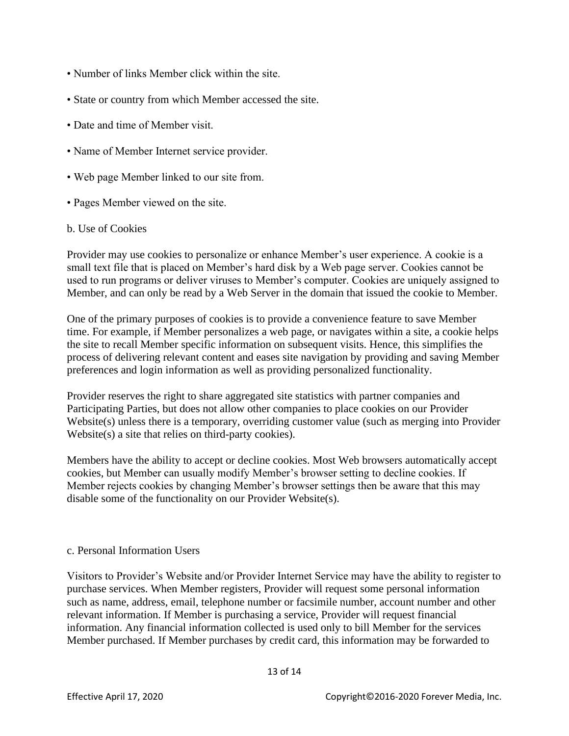- Number of links Member click within the site.
- State or country from which Member accessed the site.
- Date and time of Member visit.
- Name of Member Internet service provider.
- Web page Member linked to our site from.
- Pages Member viewed on the site.

b. Use of Cookies

Provider may use cookies to personalize or enhance Member's user experience. A cookie is a small text file that is placed on Member's hard disk by a Web page server. Cookies cannot be used to run programs or deliver viruses to Member's computer. Cookies are uniquely assigned to Member, and can only be read by a Web Server in the domain that issued the cookie to Member.

One of the primary purposes of cookies is to provide a convenience feature to save Member time. For example, if Member personalizes a web page, or navigates within a site, a cookie helps the site to recall Member specific information on subsequent visits. Hence, this simplifies the process of delivering relevant content and eases site navigation by providing and saving Member preferences and login information as well as providing personalized functionality.

Provider reserves the right to share aggregated site statistics with partner companies and Participating Parties, but does not allow other companies to place cookies on our Provider Website(s) unless there is a temporary, overriding customer value (such as merging into Provider Website(s) a site that relies on third-party cookies).

Members have the ability to accept or decline cookies. Most Web browsers automatically accept cookies, but Member can usually modify Member's browser setting to decline cookies. If Member rejects cookies by changing Member's browser settings then be aware that this may disable some of the functionality on our Provider Website(s).

c. Personal Information Users

Visitors to Provider's Website and/or Provider Internet Service may have the ability to register to purchase services. When Member registers, Provider will request some personal information such as name, address, email, telephone number or facsimile number, account number and other relevant information. If Member is purchasing a service, Provider will request financial information. Any financial information collected is used only to bill Member for the services Member purchased. If Member purchases by credit card, this information may be forwarded to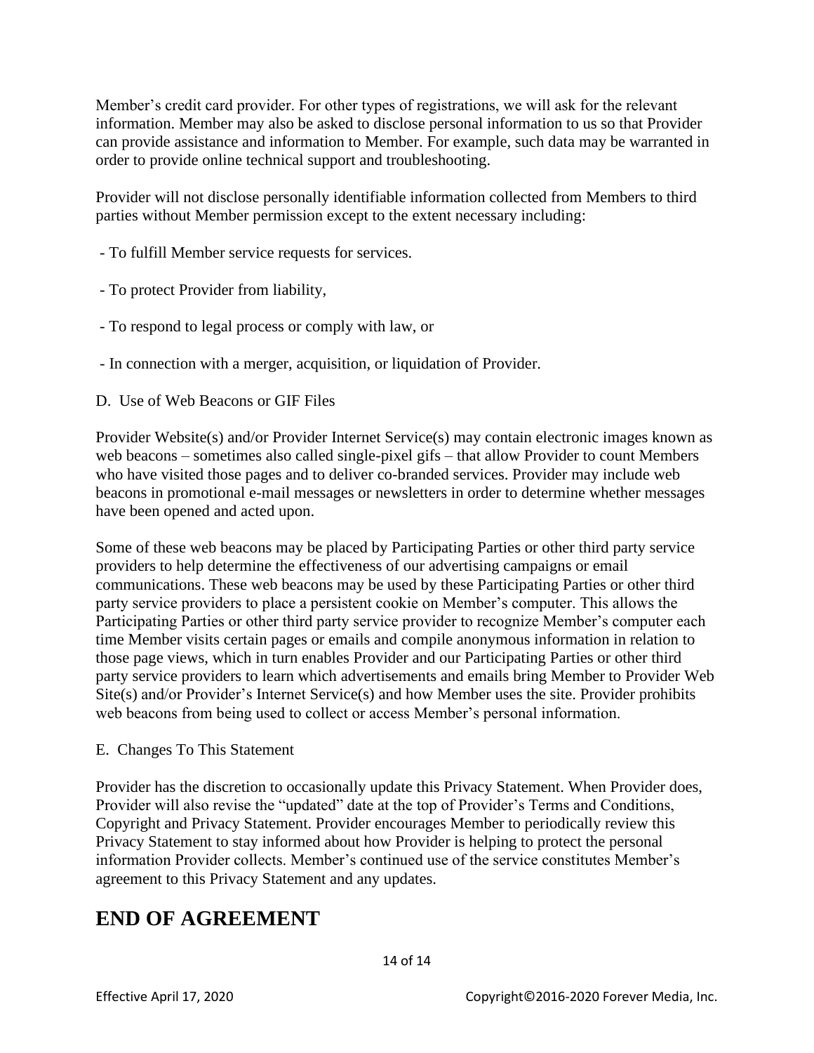Member's credit card provider. For other types of registrations, we will ask for the relevant information. Member may also be asked to disclose personal information to us so that Provider can provide assistance and information to Member. For example, such data may be warranted in order to provide online technical support and troubleshooting.

Provider will not disclose personally identifiable information collected from Members to third parties without Member permission except to the extent necessary including:

- To fulfill Member service requests for services.
- To protect Provider from liability,
- To respond to legal process or comply with law, or
- In connection with a merger, acquisition, or liquidation of Provider.

D. Use of Web Beacons or GIF Files

Provider Website(s) and/or Provider Internet Service(s) may contain electronic images known as web beacons – sometimes also called single-pixel gifs – that allow Provider to count Members who have visited those pages and to deliver co-branded services. Provider may include web beacons in promotional e-mail messages or newsletters in order to determine whether messages have been opened and acted upon.

Some of these web beacons may be placed by Participating Parties or other third party service providers to help determine the effectiveness of our advertising campaigns or email communications. These web beacons may be used by these Participating Parties or other third party service providers to place a persistent cookie on Member's computer. This allows the Participating Parties or other third party service provider to recognize Member's computer each time Member visits certain pages or emails and compile anonymous information in relation to those page views, which in turn enables Provider and our Participating Parties or other third party service providers to learn which advertisements and emails bring Member to Provider Web Site(s) and/or Provider's Internet Service(s) and how Member uses the site. Provider prohibits web beacons from being used to collect or access Member's personal information.

E. Changes To This Statement

Provider has the discretion to occasionally update this Privacy Statement. When Provider does, Provider will also revise the "updated" date at the top of Provider's Terms and Conditions, Copyright and Privacy Statement. Provider encourages Member to periodically review this Privacy Statement to stay informed about how Provider is helping to protect the personal information Provider collects. Member's continued use of the service constitutes Member's agreement to this Privacy Statement and any updates.

# END OF AGREEMENT